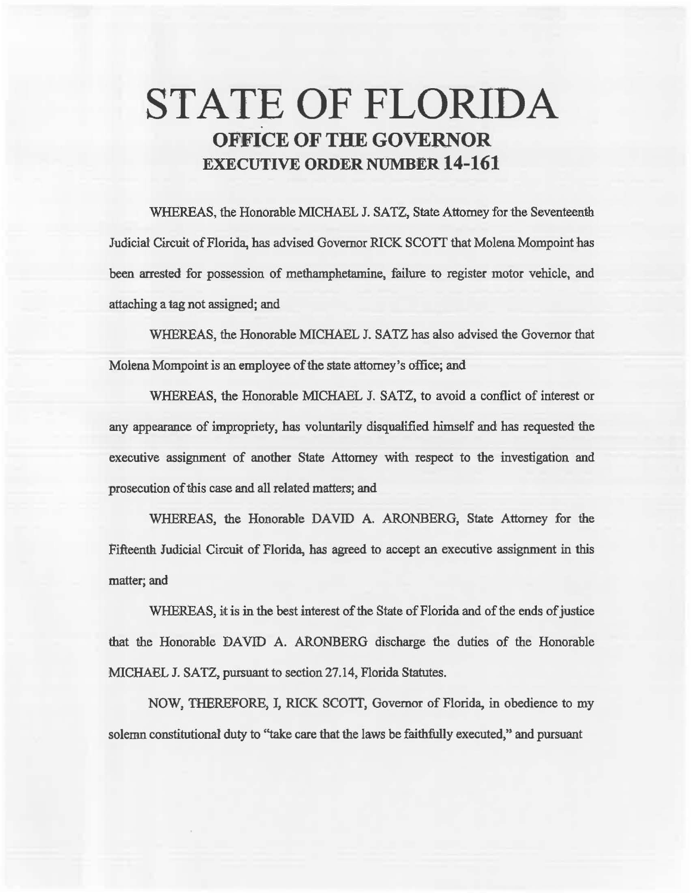# STATE OF FLORIDA

## OFFICE OF THE GOVERNOR

## EXECUTIVE ORDER NUMBER 14-161

WHEREAS, the Honorable MICHAEL J. SATZ, State Attorney for the Seventeenth Judicial Circuit of Florida, has advised Governor RICK SCOTT that Molena Mompoint has been arrested for possession of methamphetamine, failure to register motor vehicle, and attaching a tag not assigned; and

WHEREAS, the Honorable MICHAEL J. SATZ has also advised the Governor that Molena Mompoint is an employee of the state attorney's office; and

WHEREAS, the Honorable MICHAEL J. SATZ, to avoid a conflict of interest or any appearance of impropriety, has voluntarily disqualified himself and has requested the executive assignment of another State Attorney with respect to the investigation and prosecution of this case and all related matters; and

WHEREAS, the Honorable DAVID A. ARONBERG, State Attorney for the Fifteenth Judicial Circuit of Florida, has agreed to accept an executive assignment in this matter; and

WHEREAS, it is in the best interest of the State of Florida and of the ends of justice that the Honorable DAVID A. ARONBERG discharge the duties of the Honorable MICHAEL J. SATZ, pursuant to section 27.14, Florida Statutes.

NOW, THEREFORE, I, RICK SCOTT, Governor of Florida, in obedience to my solemn constitutional duty to "take care that the laws be faithfully executed," and pursuant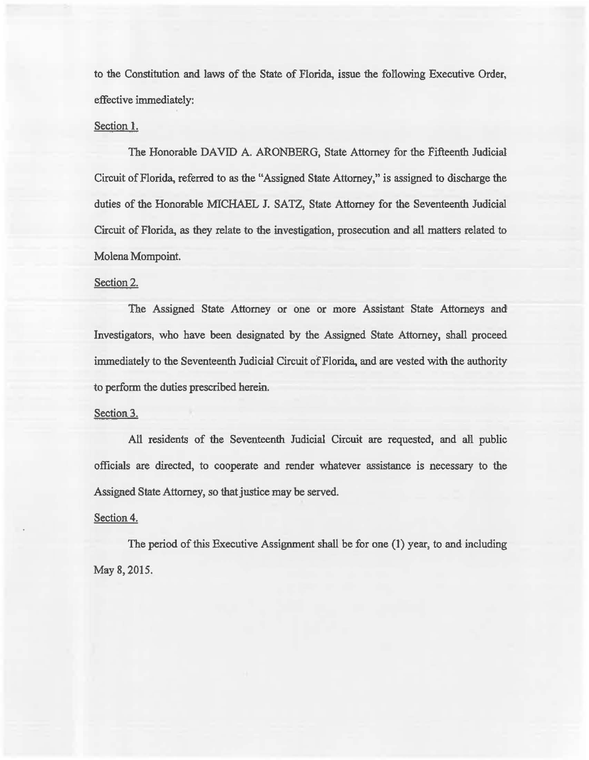to the Constitution and laws of the State of Florida, issue the following Executive Order, effective immediately:

Section 1.

The Honorable DAVID A. ARONBERG, State Attorney for the Fifteenth Judicial Circuit of Florida, referred to as the "Assigned State Attorney," is assigned to discharge the duties of the Honorable MICHAEL J. SATZ, State Attorney for the Seventeenth Judicial Circuit of Florida, as they relate to the investigation, prosecution and all matters related to Molena Mompoint.

Section 2.

The Assigned State Attorney or one or more Assistant State Attorneys and Investigators, who have been designated by the Assigned State Attorney, shall proceed immediately to the Seventeenth Judicial Circuit of Florida, and are vested with the authority to perform the duties prescribed herein.

Section 3.

All residents of the Seventeenth Judicial Circuit are requested, and all public officials are directed, to cooperate and render whatever assistance is necessary to the Assigned State Attorney, so that justice may be served.

Section 4.

The period of this Executive Assignment shall be for one (1) year, to and including May 8, 2015.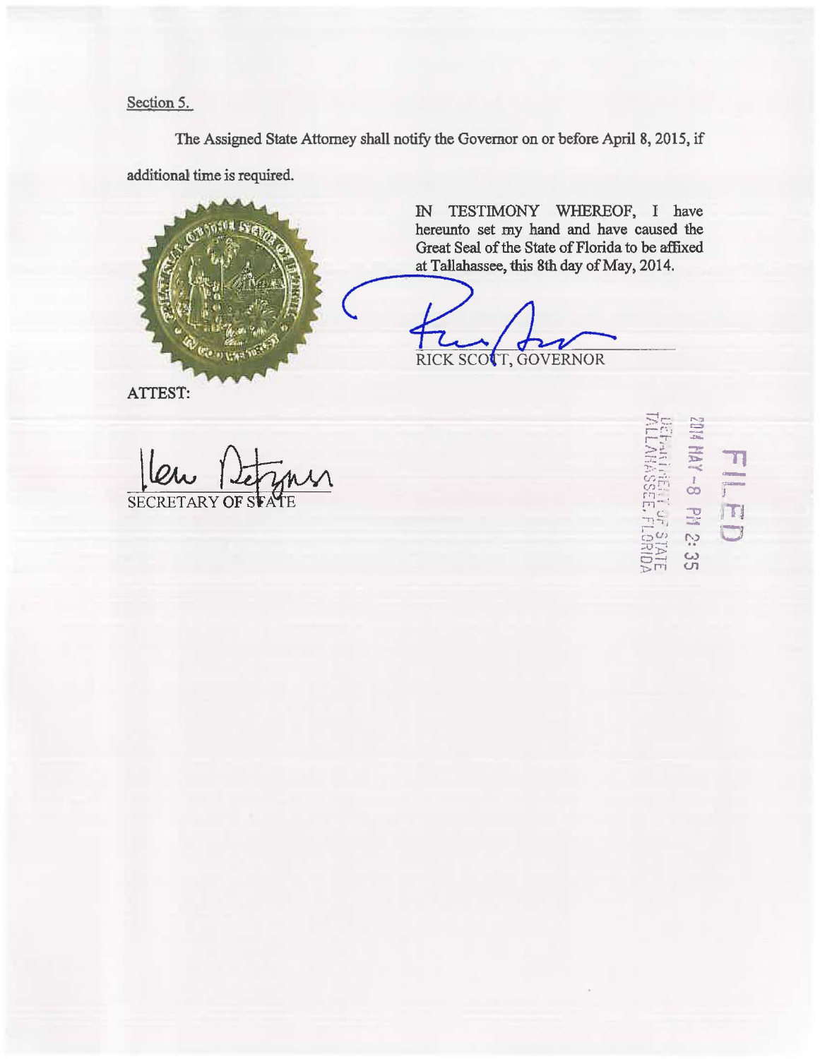Section 5.

The Assigned State Attorney shall notify the Governor on or before April 8, 2015, if additional time is required.

IN TESTIMONY WHEREOF, I have hereunto set my hand and have caused the Great Seal of the State of Florida to be affixed at Tallahassee, this 8th day of May, 2014.

RICK SCOTT, GOVERNOR

ATTEST:

SECRETARY OF STATE

FILED

2014 MAY -8 PM 2:35

DEPARTMENT OF STATE
TALLAHASSEE, FLORIDA